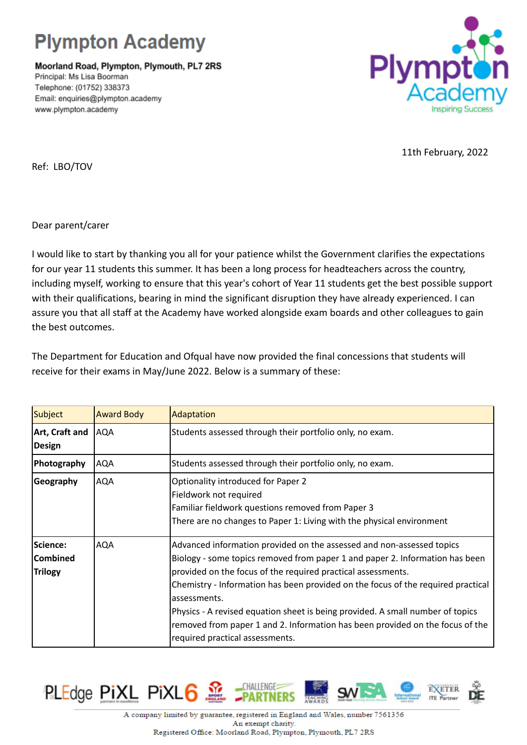# Plympton Academy

**Moorland Road, Plympton, Plymouth, PL7 2RS**
Principal: Ms Lisa Boorman
Telephone: (01752) 338373
Email: enquiries@plympton.academy
www.plympton.academy

Plympton Academy
Inspiring Success

11th February, 2022

Ref: LBO/TOV

Dear parent/carer

I would like to start by thanking you all for your patience whilst the Government clarifies the expectations for our year 11 students this summer. It has been a long process for headteachers across the country, including myself, working to ensure that this year's cohort of Year 11 students get the best possible support with their qualifications, bearing in mind the significant disruption they have already experienced. I can assure you that all staff at the Academy have worked alongside exam boards and other colleagues to gain the best outcomes.

The Department for Education and Ofqual have now provided the final concessions that students will receive for their exams in May/June 2022. Below is a summary of these:

| Subject | Award Body | Adaptation |
|---|---|---|
| **Art, Craft and Design** | AQA | Students assessed through their portfolio only, no exam. |
| **Photography** | AQA | Students assessed through their portfolio only, no exam. |
| **Geography** | AQA | Optionality introduced for Paper 2<br>Fieldwork not required<br>Familiar fieldwork questions removed from Paper 3<br>There are no changes to Paper 1: Living with the physical environment |
| **Science: Combined Trilogy** | AQA | Advanced information provided on the assessed and non-assessed topics<br>Biology - some topics removed from paper 1 and paper 2. Information has been provided on the focus of the required practical assessments.<br>Chemistry - Information has been provided on the focus of the required practical assessments.<br>Physics - A revised equation sheet is being provided. A small number of topics removed from paper 1 and 2. Information has been provided on the focus of the required practical assessments. |

A company limited by guarantee, registered in England and Wales, number 7561356
An exempt charity.
Registered Office: Moorland Road, Plympton, Plymouth, PL7 2RS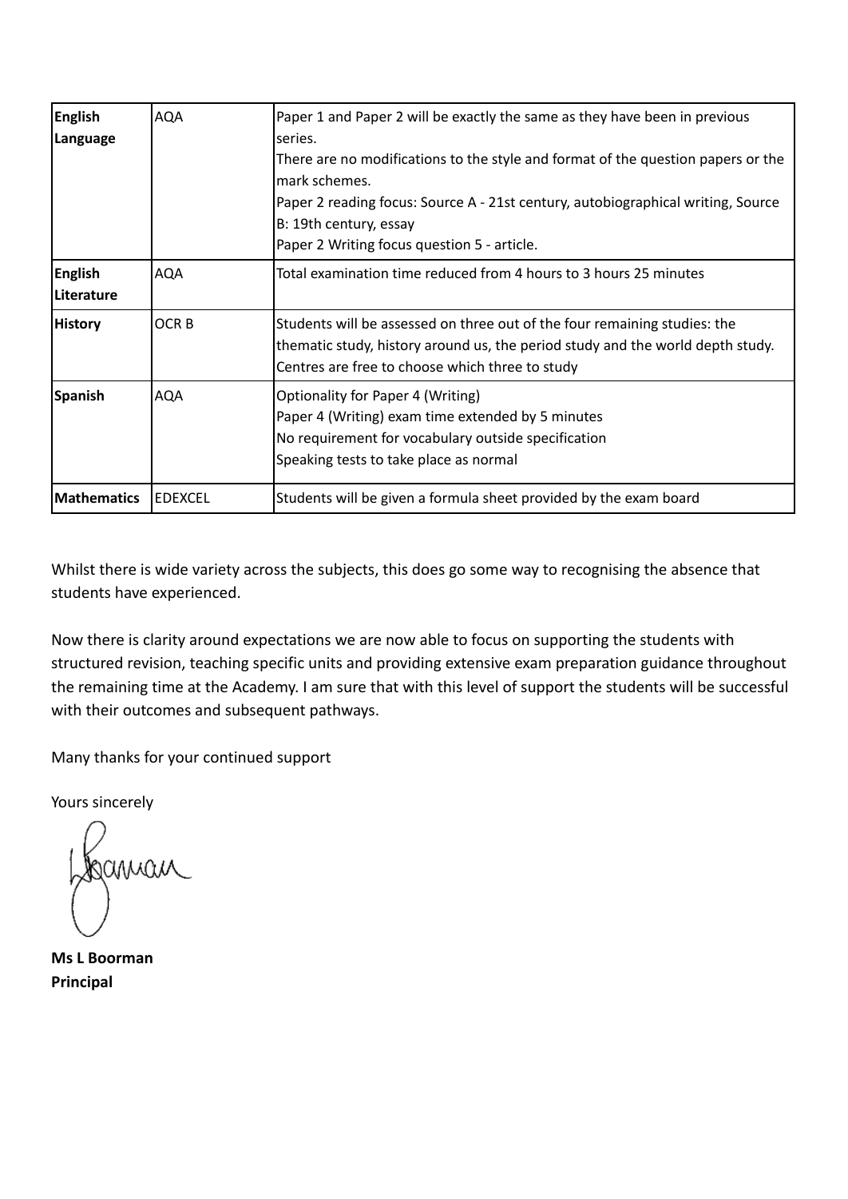| | | |
|---|---|---|
| **English Language** | AQA | Paper 1 and Paper 2 will be exactly the same as they have been in previous series.<br>There are no modifications to the style and format of the question papers or the mark schemes.<br>Paper 2 reading focus: Source A - 21st century, autobiographical writing, Source B: 19th century, essay<br>Paper 2 Writing focus question 5 - article. |
| **English Literature** | AQA | Total examination time reduced from 4 hours to 3 hours 25 minutes |
| **History** | OCR B | Students will be assessed on three out of the four remaining studies: the thematic study, history around us, the period study and the world depth study. Centres are free to choose which three to study |
| **Spanish** | AQA | Optionality for Paper 4 (Writing)<br>Paper 4 (Writing) exam time extended by 5 minutes<br>No requirement for vocabulary outside specification<br>Speaking tests to take place as normal |
| **Mathematics** | EDEXCEL | Students will be given a formula sheet provided by the exam board |

Whilst there is wide variety across the subjects, this does go some way to recognising the absence that students have experienced.

Now there is clarity around expectations we are now able to focus on supporting the students with structured revision, teaching specific units and providing extensive exam preparation guidance throughout the remaining time at the Academy. I am sure that with this level of support the students will be successful with their outcomes and subsequent pathways.

Many thanks for your continued support

Yours sincerely

**Ms L Boorman**
**Principal**